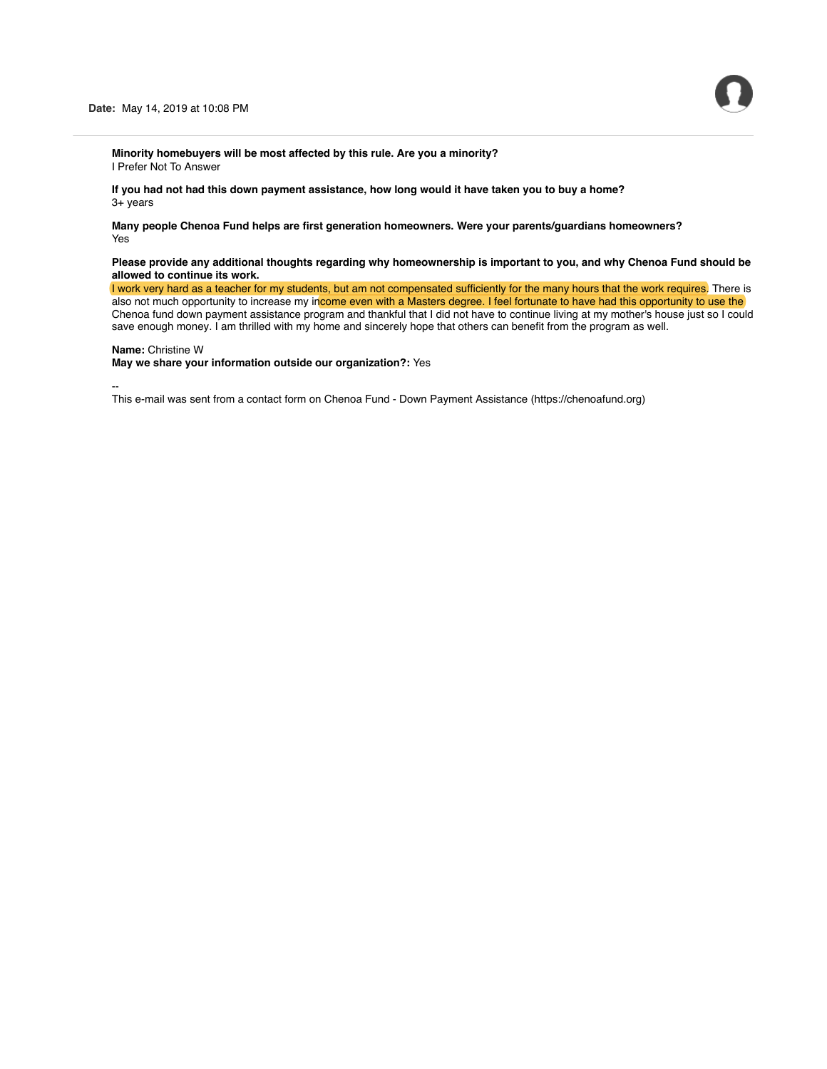**Date:** May 14, 2019 at 10:08 PM

**Minority homebuyers will be most affected by this rule. Are you a minority?**
I Prefer Not To Answer

**If you had not had this down payment assistance, how long would it have taken you to buy a home?**
3+ years

**Many people Chenoa Fund helps are first generation homeowners. Were your parents/guardians homeowners?**
Yes

**Please provide any additional thoughts regarding why homeownership is important to you, and why Chenoa Fund should be allowed to continue its work.**
I work very hard as a teacher for my students, but am not compensated sufficiently for the many hours that the work requires. There is also not much opportunity to increase my income even with a Masters degree. I feel fortunate to have had this opportunity to use the Chenoa fund down payment assistance program and thankful that I did not have to continue living at my mother's house just so I could save enough money. I am thrilled with my home and sincerely hope that others can benefit from the program as well.

**Name:** Christine W
**May we share your information outside our organization?:** Yes

--
This e-mail was sent from a contact form on Chenoa Fund - Down Payment Assistance (https://chenoafund.org)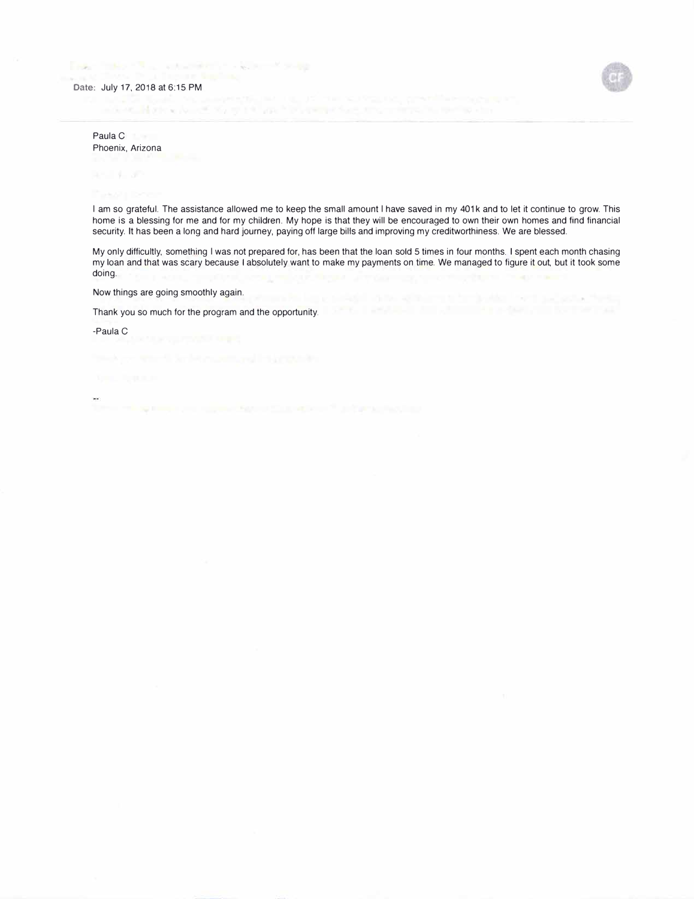Date: July 17, 2018 at 6:15 PM

Paula C
Phoenix, Arizona

I am so grateful. The assistance allowed me to keep the small amount I have saved in my 401k and to let it continue to grow. This home is a blessing for me and for my children. My hope is that they will be encouraged to own their own homes and find financial security. It has been a long and hard journey, paying off large bills and improving my creditworthiness. We are blessed.

My only difficultly, something I was not prepared for, has been that the loan sold 5 times in four months. I spent each month chasing my loan and that was scary because I absolutely want to make my payments on time. We managed to figure it out, but it took some doing.

Now things are going smoothly again.

Thank you so much for the program and the opportunity.

-Paula C

--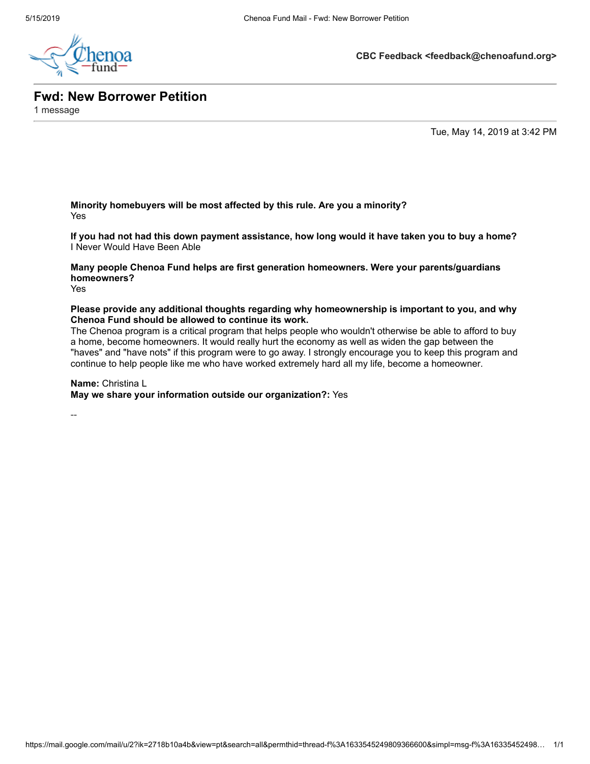**CBC Feedback <feedback@chenoafund.org>**

# Fwd: New Borrower Petition

1 message

Tue, May 14, 2019 at 3:42 PM

**Minority homebuyers will be most affected by this rule. Are you a minority?**
Yes

**If you had not had this down payment assistance, how long would it have taken you to buy a home?**
I Never Would Have Been Able

**Many people Chenoa Fund helps are first generation homeowners. Were your parents/guardians homeowners?**
Yes

**Please provide any additional thoughts regarding why homeownership is important to you, and why Chenoa Fund should be allowed to continue its work.**
The Chenoa program is a critical program that helps people who wouldn't otherwise be able to afford to buy a home, become homeowners. It would really hurt the economy as well as widen the gap between the "haves" and "have nots" if this program were to go away. I strongly encourage you to keep this program and continue to help people like me who have worked extremely hard all my life, become a homeowner.

**Name:** Christina L
**May we share your information outside our organization?:** Yes

--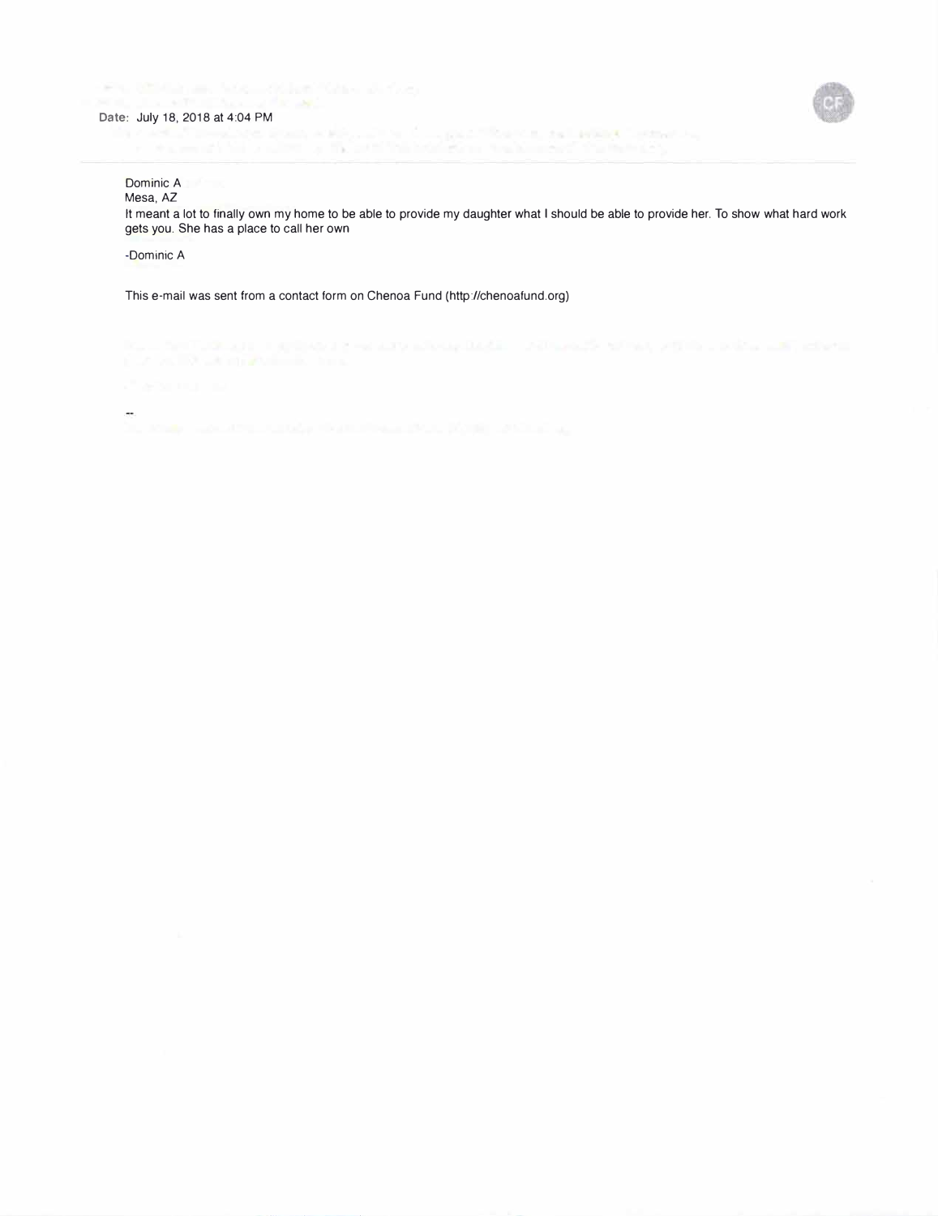Date: July 18, 2018 at 4:04 PM

Dominic A
Mesa, AZ
It meant a lot to finally own my home to be able to provide my daughter what I should be able to provide her. To show what hard work gets you. She has a place to call her own

-Dominic A

This e-mail was sent from a contact form on Chenoa Fund (http://chenoafund.org)

--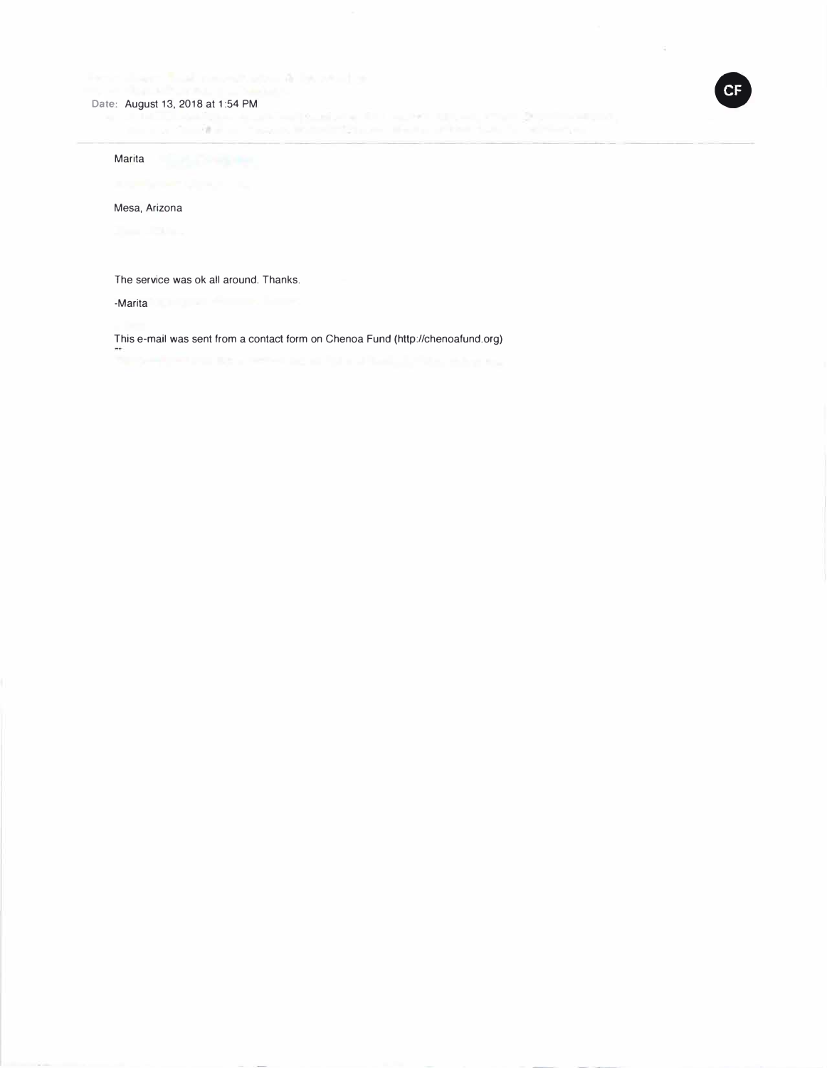Date: August 13, 2018 at 1:54 PM

Marita

Mesa, Arizona

The service was ok all around. Thanks.

-Marita

This e-mail was sent from a contact form on Chenoa Fund (http://chenoafund.org)

--